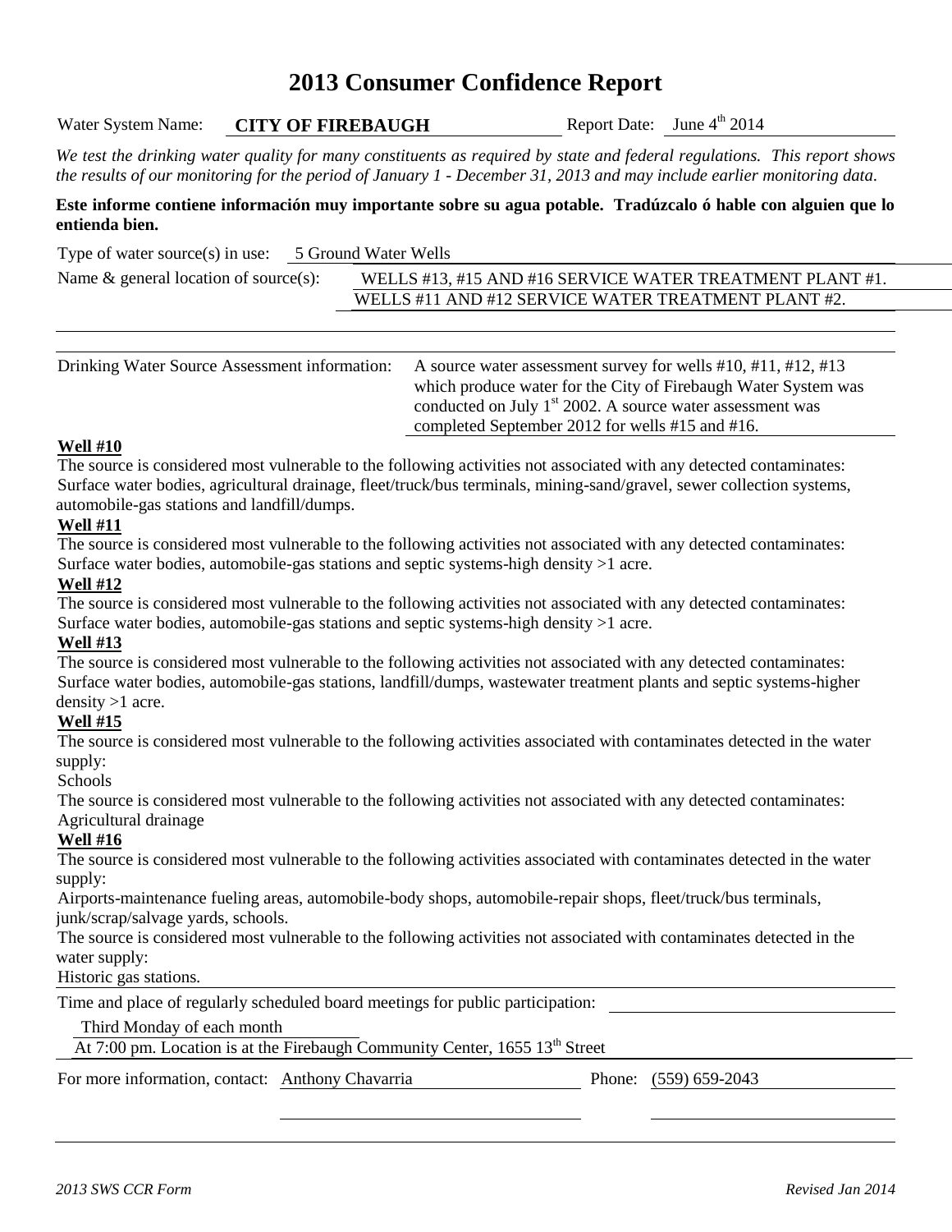# 2013 Consumer Confidence Report

Water System Name: **CITY OF FIREBAUGH** Report Date: June 4th 2014

*We test the drinking water quality for many constituents as required by state and federal regulations. This report shows the results of our monitoring for the period of January 1 - December 31, 2013 and may include earlier monitoring data.*

**Este informe contiene información muy importante sobre su agua potable. Tradúzcalo ó hable con alguien que lo entienda bien.**

Type of water source(s) in use: 5 Ground Water Wells

Name & general location of source(s): WELLS #13, #15 AND #16 SERVICE WATER TREATMENT PLANT #1. WELLS #11 AND #12 SERVICE WATER TREATMENT PLANT #2.

Drinking Water Source Assessment information: A source water assessment survey for wells #10, #11, #12, #13 which produce water for the City of Firebaugh Water System was conducted on July 1st 2002. A source water assessment was completed September 2012 for wells #15 and #16.

**Well #10**

The source is considered most vulnerable to the following activities not associated with any detected contaminates: Surface water bodies, agricultural drainage, fleet/truck/bus terminals, mining-sand/gravel, sewer collection systems, automobile-gas stations and landfill/dumps.

**Well #11**

The source is considered most vulnerable to the following activities not associated with any detected contaminates: Surface water bodies, automobile-gas stations and septic systems-high density >1 acre.

**Well #12**

The source is considered most vulnerable to the following activities not associated with any detected contaminates: Surface water bodies, automobile-gas stations and septic systems-high density >1 acre.

**Well #13**

The source is considered most vulnerable to the following activities not associated with any detected contaminates: Surface water bodies, automobile-gas stations, landfill/dumps, wastewater treatment plants and septic systems-higher density >1 acre.

**Well #15**

The source is considered most vulnerable to the following activities associated with contaminates detected in the water supply:

Schools

The source is considered most vulnerable to the following activities not associated with any detected contaminates:

Agricultural drainage

**Well #16**

The source is considered most vulnerable to the following activities associated with contaminates detected in the water supply:

Airports-maintenance fueling areas, automobile-body shops, automobile-repair shops, fleet/truck/bus terminals, junk/scrap/salvage yards, schools.

The source is considered most vulnerable to the following activities not associated with contaminates detected in the water supply:

Historic gas stations.

Time and place of regularly scheduled board meetings for public participation:

Third Monday of each month

At 7:00 pm. Location is at the Firebaugh Community Center, 1655 13th Street

For more information, contact: Anthony Chavarria Phone: (559) 659-2043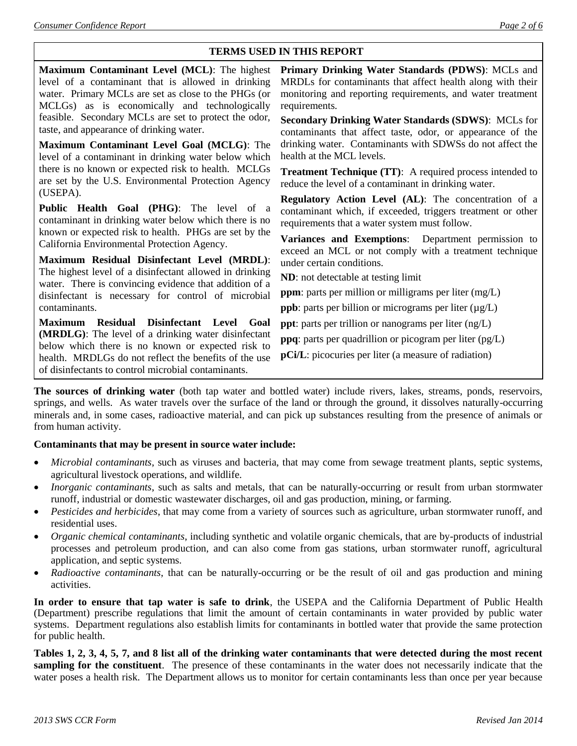## TERMS USED IN THIS REPORT

**Maximum Contaminant Level (MCL)**: The highest level of a contaminant that is allowed in drinking water. Primary MCLs are set as close to the PHGs (or MCLGs) as is economically and technologically feasible. Secondary MCLs are set to protect the odor, taste, and appearance of drinking water.

**Maximum Contaminant Level Goal (MCLG)**: The level of a contaminant in drinking water below which there is no known or expected risk to health. MCLGs are set by the U.S. Environmental Protection Agency (USEPA).

**Public Health Goal (PHG)**: The level of a contaminant in drinking water below which there is no known or expected risk to health. PHGs are set by the California Environmental Protection Agency.

**Maximum Residual Disinfectant Level (MRDL)**: The highest level of a disinfectant allowed in drinking water. There is convincing evidence that addition of a disinfectant is necessary for control of microbial contaminants.

**Maximum Residual Disinfectant Level Goal (MRDLG)**: The level of a drinking water disinfectant below which there is no known or expected risk to health. MRDLGs do not reflect the benefits of the use of disinfectants to control microbial contaminants.

**Primary Drinking Water Standards (PDWS)**: MCLs and MRDLs for contaminants that affect health along with their monitoring and reporting requirements, and water treatment requirements.

**Secondary Drinking Water Standards (SDWS)**: MCLs for contaminants that affect taste, odor, or appearance of the drinking water. Contaminants with SDWSs do not affect the health at the MCL levels.

**Treatment Technique (TT)**: A required process intended to reduce the level of a contaminant in drinking water.

**Regulatory Action Level (AL)**: The concentration of a contaminant which, if exceeded, triggers treatment or other requirements that a water system must follow.

**Variances and Exemptions**: Department permission to exceed an MCL or not comply with a treatment technique under certain conditions.

**ND**: not detectable at testing limit

**ppm**: parts per million or milligrams per liter (mg/L)

**ppb**: parts per billion or micrograms per liter (µg/L)

**ppt**: parts per trillion or nanograms per liter (ng/L)

**ppq**: parts per quadrillion or picogram per liter (pg/L)

**pCi/L**: picocuries per liter (a measure of radiation)

**The sources of drinking water** (both tap water and bottled water) include rivers, lakes, streams, ponds, reservoirs, springs, and wells. As water travels over the surface of the land or through the ground, it dissolves naturally-occurring minerals and, in some cases, radioactive material, and can pick up substances resulting from the presence of animals or from human activity.

**Contaminants that may be present in source water include:**

- *Microbial contaminants*, such as viruses and bacteria, that may come from sewage treatment plants, septic systems, agricultural livestock operations, and wildlife.
- *Inorganic contaminants*, such as salts and metals, that can be naturally-occurring or result from urban stormwater runoff, industrial or domestic wastewater discharges, oil and gas production, mining, or farming.
- *Pesticides and herbicides*, that may come from a variety of sources such as agriculture, urban stormwater runoff, and residential uses.
- *Organic chemical contaminants*, including synthetic and volatile organic chemicals, that are by-products of industrial processes and petroleum production, and can also come from gas stations, urban stormwater runoff, agricultural application, and septic systems.
- *Radioactive contaminants*, that can be naturally-occurring or be the result of oil and gas production and mining activities.

**In order to ensure that tap water is safe to drink**, the USEPA and the California Department of Public Health (Department) prescribe regulations that limit the amount of certain contaminants in water provided by public water systems. Department regulations also establish limits for contaminants in bottled water that provide the same protection for public health.

**Tables 1, 2, 3, 4, 5, 7, and 8 list all of the drinking water contaminants that were detected during the most recent sampling for the constituent**. The presence of these contaminants in the water does not necessarily indicate that the water poses a health risk. The Department allows us to monitor for certain contaminants less than once per year because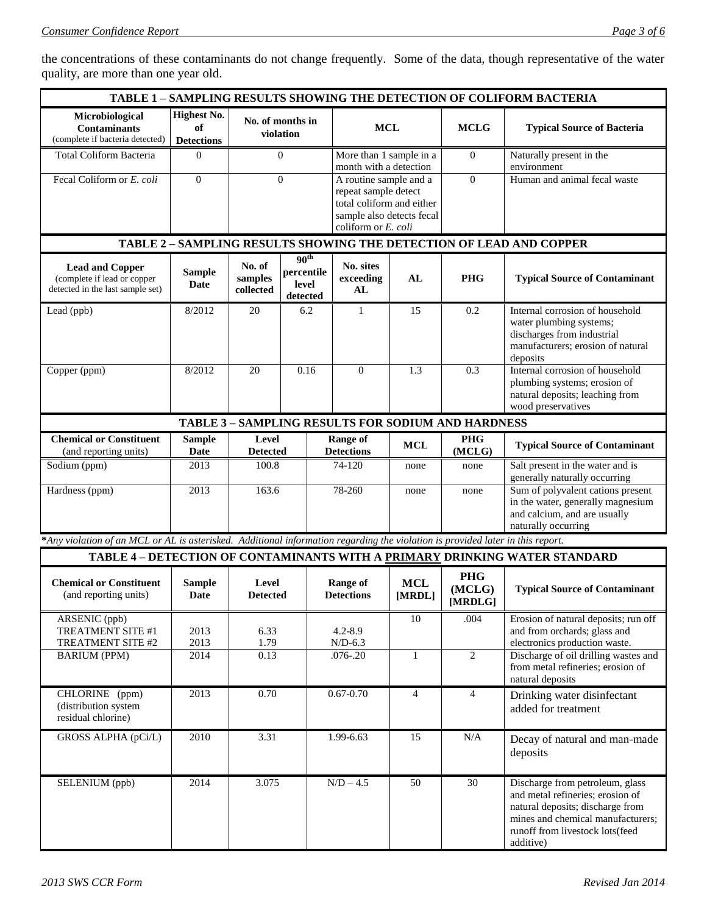the concentrations of these contaminants do not change frequently. Some of the data, though representative of the water quality, are more than one year old.

**TABLE 1 – SAMPLING RESULTS SHOWING THE DETECTION OF COLIFORM BACTERIA**

| Microbiological Contaminants (complete if bacteria detected) | Highest No. of Detections | No. of months in violation | MCL | MCLG | Typical Source of Bacteria |
|---|---|---|---|---|---|
| Total Coliform Bacteria | 0 | 0 | More than 1 sample in a month with a detection | 0 | Naturally present in the environment |
| Fecal Coliform or *E. coli* | 0 | 0 | A routine sample and a repeat sample detect total coliform and either sample also detects fecal coliform or *E. coli* | 0 | Human and animal fecal waste |

**TABLE 2 – SAMPLING RESULTS SHOWING THE DETECTION OF LEAD AND COPPER**

| Lead and Copper (complete if lead or copper detected in the last sample set) | Sample Date | No. of samples collected | 90th percentile level detected | No. sites exceeding AL | AL | PHG | Typical Source of Contaminant |
|---|---|---|---|---|---|---|---|
| Lead (ppb) | 8/2012 | 20 | 6.2 | 1 | 15 | 0.2 | Internal corrosion of household water plumbing systems; discharges from industrial manufacturers; erosion of natural deposits |
| Copper (ppm) | 8/2012 | 20 | 0.16 | 0 | 1.3 | 0.3 | Internal corrosion of household plumbing systems; erosion of natural deposits; leaching from wood preservatives |

**TABLE 3 – SAMPLING RESULTS FOR SODIUM AND HARDNESS**

| Chemical or Constituent (and reporting units) | Sample Date | Level Detected | Range of Detections | MCL | PHG (MCLG) | Typical Source of Contaminant |
|---|---|---|---|---|---|---|
| Sodium (ppm) | 2013 | 100.8 | 74-120 | none | none | Salt present in the water and is generally naturally occurring |
| Hardness (ppm) | 2013 | 163.6 | 78-260 | none | none | Sum of polyvalent cations present in the water, generally magnesium and calcium, and are usually naturally occurring |

*\*Any violation of an MCL or AL is asterisked. Additional information regarding the violation is provided later in this report.*

**TABLE 4 – DETECTION OF CONTAMINANTS WITH A PRIMARY DRINKING WATER STANDARD**

| Chemical or Constituent (and reporting units) | Sample Date | Level Detected | Range of Detections | MCL [MRDL] | PHG (MCLG) [MRDLG] | Typical Source of Contaminant |
|---|---|---|---|---|---|---|
| ARSENIC (ppb)<br>TREATMENT SITE #1<br>TREATMENT SITE #2 | <br>2013<br>2013 | <br>6.33<br>1.79 | <br>4.2-8.9<br>N/D-6.3 | 10 | .004 | Erosion of natural deposits; run off and from orchards; glass and electronics production waste. |
| BARIUM (PPM) | 2014 | 0.13 | .076-.20 | 1 | 2 | Discharge of oil drilling wastes and from metal refineries; erosion of natural deposits |
| CHLORINE (ppm) (distribution system residual chlorine) | 2013 | 0.70 | 0.67-0.70 | 4 | 4 | Drinking water disinfectant added for treatment |
| GROSS ALPHA (pCi/L) | 2010 | 3.31 | 1.99-6.63 | 15 | N/A | Decay of natural and man-made deposits |
| SELENIUM (ppb) | 2014 | 3.075 | N/D – 4.5 | 50 | 30 | Discharge from petroleum, glass and metal refineries; erosion of natural deposits; discharge from mines and chemical manufacturers; runoff from livestock lots(feed additive) |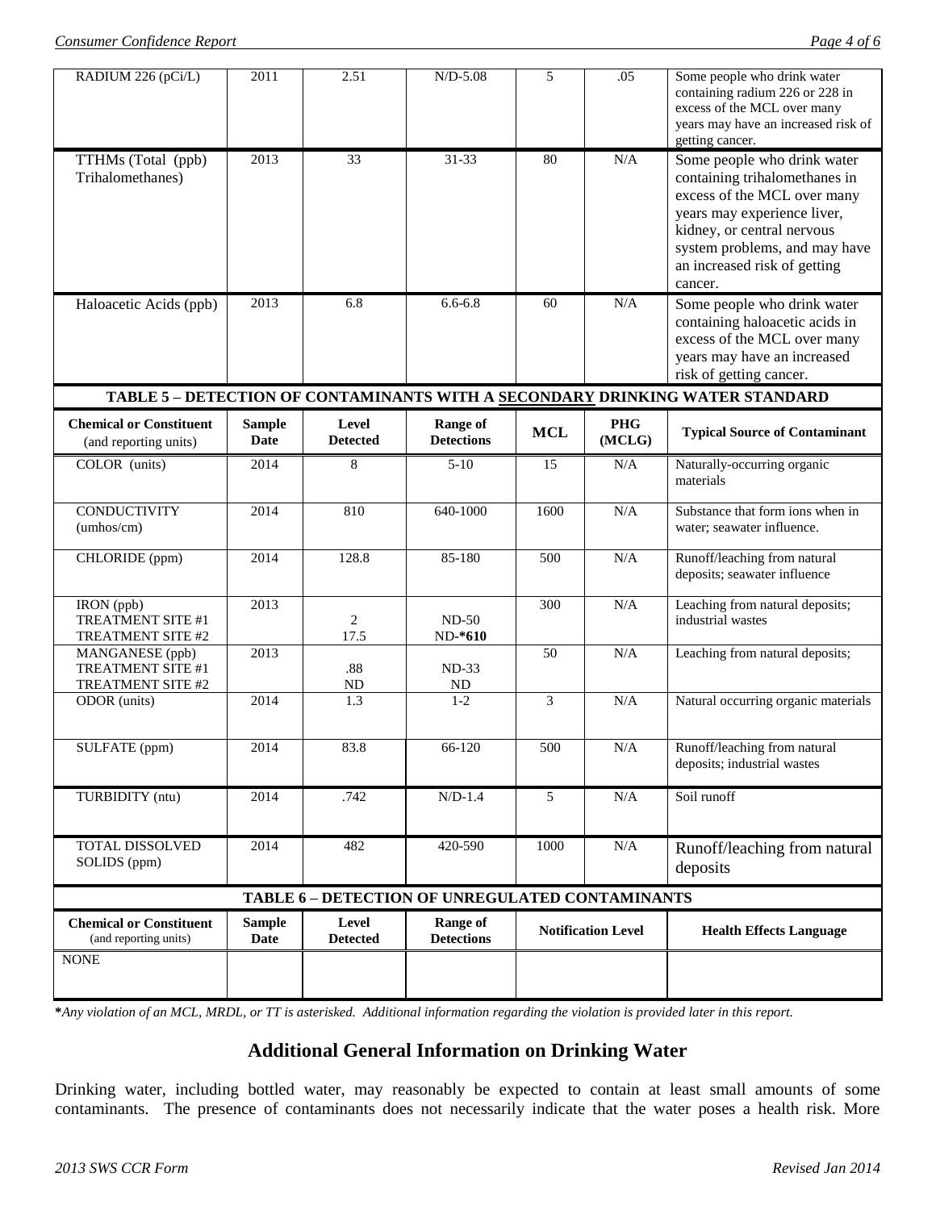| RADIUM 226 (pCi/L) | 2011 | 2.51 | N/D-5.08 | 5 | .05 | Some people who drink water containing radium 226 or 228 in excess of the MCL over many years may have an increased risk of getting cancer. |
|---|---|---|---|---|---|---|
| TTHMs (Total (ppb) Trihalomethanes) | 2013 | 33 | 31-33 | 80 | N/A | Some people who drink water containing trihalomethanes in excess of the MCL over many years may experience liver, kidney, or central nervous system problems, and may have an increased risk of getting cancer. |
| Haloacetic Acids (ppb) | 2013 | 6.8 | 6.6-6.8 | 60 | N/A | Some people who drink water containing haloacetic acids in excess of the MCL over many years may have an increased risk of getting cancer. |

**TABLE 5 – DETECTION OF CONTAMINANTS WITH A SECONDARY DRINKING WATER STANDARD**

| Chemical or Constituent (and reporting units) | Sample Date | Level Detected | Range of Detections | MCL | PHG (MCLG) | Typical Source of Contaminant |
|---|---|---|---|---|---|---|
| COLOR (units) | 2014 | 8 | 5-10 | 15 | N/A | Naturally-occurring organic materials |
| CONDUCTIVITY (umhos/cm) | 2014 | 810 | 640-1000 | 1600 | N/A | Substance that form ions when in water; seawater influence. |
| CHLORIDE (ppm) | 2014 | 128.8 | 85-180 | 500 | N/A | Runoff/leaching from natural deposits; seawater influence |
| IRON (ppb) TREATMENT SITE #1 TREATMENT SITE #2 | 2013 | 2<br>17.5 | ND-50<br>ND-**\*610** | 300 | N/A | Leaching from natural deposits; industrial wastes |
| MANGANESE (ppb) TREATMENT SITE #1 TREATMENT SITE #2 | 2013 | .88<br>ND | ND-33<br>ND | 50 | N/A | Leaching from natural deposits; |
| ODOR (units) | 2014 | 1.3 | 1-2 | 3 | N/A | Natural occurring organic materials |
| SULFATE (ppm) | 2014 | 83.8 | 66-120 | 500 | N/A | Runoff/leaching from natural deposits; industrial wastes |
| TURBIDITY (ntu) | 2014 | .742 | N/D-1.4 | 5 | N/A | Soil runoff |
| TOTAL DISSOLVED SOLIDS (ppm) | 2014 | 482 | 420-590 | 1000 | N/A | Runoff/leaching from natural deposits |

**TABLE 6 – DETECTION OF UNREGULATED CONTAMINANTS**

| Chemical or Constituent (and reporting units) | Sample Date | Level Detected | Range of Detections | Notification Level | Health Effects Language |
|---|---|---|---|---|---|
| NONE | | | | | |

**\***_Any violation of an MCL, MRDL, or TT is asterisked. Additional information regarding the violation is provided later in this report._

## Additional General Information on Drinking Water

Drinking water, including bottled water, may reasonably be expected to contain at least small amounts of some contaminants. The presence of contaminants does not necessarily indicate that the water poses a health risk. More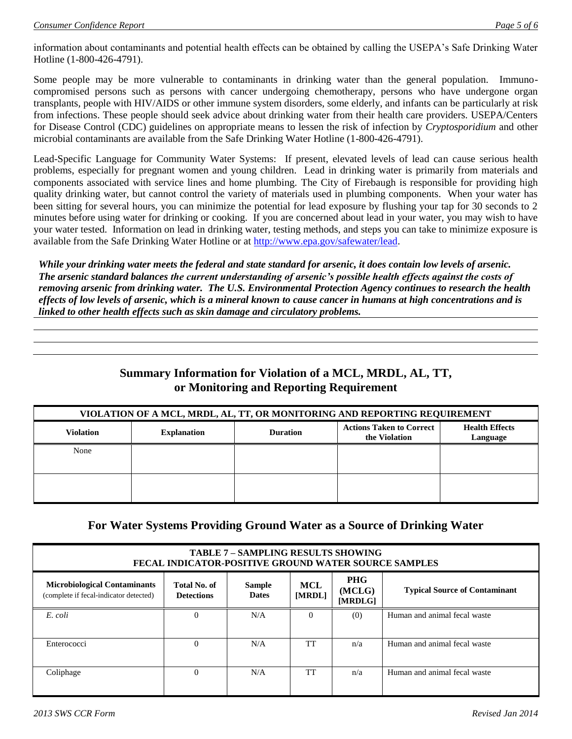information about contaminants and potential health effects can be obtained by calling the USEPA's Safe Drinking Water Hotline (1-800-426-4791).

Some people may be more vulnerable to contaminants in drinking water than the general population. Immuno-compromised persons such as persons with cancer undergoing chemotherapy, persons who have undergone organ transplants, people with HIV/AIDS or other immune system disorders, some elderly, and infants can be particularly at risk from infections. These people should seek advice about drinking water from their health care providers. USEPA/Centers for Disease Control (CDC) guidelines on appropriate means to lessen the risk of infection by *Cryptosporidium* and other microbial contaminants are available from the Safe Drinking Water Hotline (1-800-426-4791).

Lead-Specific Language for Community Water Systems: If present, elevated levels of lead can cause serious health problems, especially for pregnant women and young children. Lead in drinking water is primarily from materials and components associated with service lines and home plumbing. The City of Firebaugh is responsible for providing high quality drinking water, but cannot control the variety of materials used in plumbing components. When your water has been sitting for several hours, you can minimize the potential for lead exposure by flushing your tap for 30 seconds to 2 minutes before using water for drinking or cooking. If you are concerned about lead in your water, you may wish to have your water tested. Information on lead in drinking water, testing methods, and steps you can take to minimize exposure is available from the Safe Drinking Water Hotline or at http://www.epa.gov/safewater/lead.

***While your drinking water meets the federal and state standard for arsenic, it does contain low levels of arsenic. The arsenic standard balances the current understanding of arsenic's possible health effects against the costs of removing arsenic from drinking water. The U.S. Environmental Protection Agency continues to research the health effects of low levels of arsenic, which is a mineral known to cause cancer in humans at high concentrations and is linked to other health effects such as skin damage and circulatory problems.***

## Summary Information for Violation of a MCL, MRDL, AL, TT, or Monitoring and Reporting Requirement

| VIOLATION OF A MCL, MRDL, AL, TT, OR MONITORING AND REPORTING REQUIREMENT | | | | |
|---|---|---|---|---|
| **Violation** | **Explanation** | **Duration** | **Actions Taken to Correct the Violation** | **Health Effects Language** |
| None | | | | |
| | | | | |

## For Water Systems Providing Ground Water as a Source of Drinking Water

| TABLE 7 – SAMPLING RESULTS SHOWING FECAL INDICATOR-POSITIVE GROUND WATER SOURCE SAMPLES | | | | | |
|---|---|---|---|---|---|
| **Microbiological Contaminants** (complete if fecal-indicator detected) | **Total No. of Detections** | **Sample Dates** | **MCL [MRDL]** | **PHG (MCLG) [MRDLG]** | **Typical Source of Contaminant** |
| *E. coli* | 0 | N/A | 0 | (0) | Human and animal fecal waste |
| Enterococci | 0 | N/A | TT | n/a | Human and animal fecal waste |
| Coliphage | 0 | N/A | TT | n/a | Human and animal fecal waste |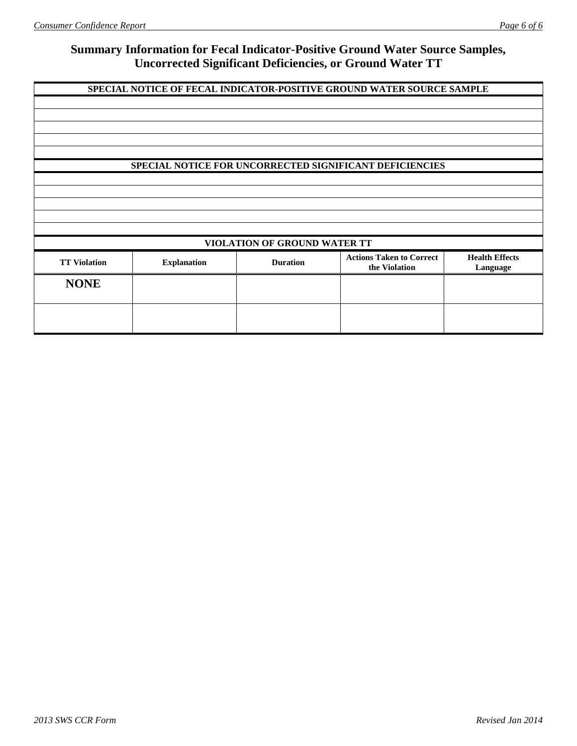## Summary Information for Fecal Indicator-Positive Ground Water Source Samples, Uncorrected Significant Deficiencies, or Ground Water TT

| SPECIAL NOTICE OF FECAL INDICATOR-POSITIVE GROUND WATER SOURCE SAMPLE |
|---|
| |
| |
| |
| |
| |

| SPECIAL NOTICE FOR UNCORRECTED SIGNIFICANT DEFICIENCIES |
|---|
| |
| |
| |
| |
| |

**VIOLATION OF GROUND WATER TT**

| TT Violation | Explanation | Duration | Actions Taken to Correct the Violation | Health Effects Language |
|---|---|---|---|---|
| **NONE** | | | | |
| | | | | |